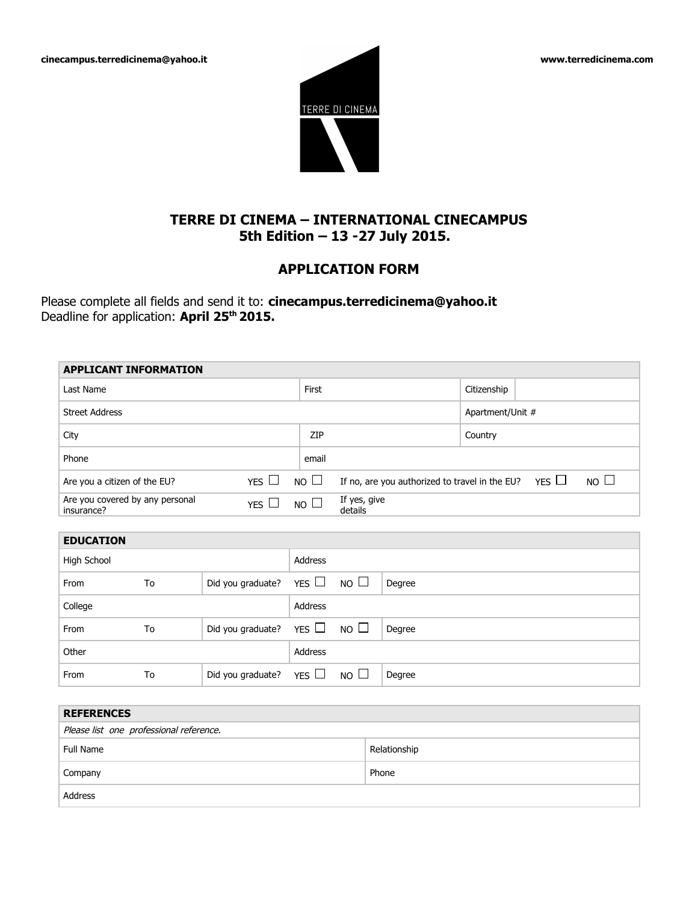cinecampus.terredicinema@yahoo.it

www.terredicinema.com

TERRE DI CINEMA

## TERRE DI CINEMA – INTERNATIONAL CINECAMPUS
## 5th Edition – 13 -27 July 2015.

## APPLICATION FORM

Please complete all fields and send it to: **cinecampus.terredicinema@yahoo.it**
Deadline for application: **April 25th 2015.**

| **APPLICANT INFORMATION** | | | | | |
|---|---|---|---|---|---|
| Last Name | | First | | Citizenship | |
| Street Address | | | | Apartment/Unit # | |
| City | | ZIP | | Country | |
| Phone | | email | | | |
| Are you a citizen of the EU? | YES ☐ | NO ☐ | If no, are you authorized to travel in the EU? | YES ☐ | NO ☐ |
| Are you covered by any personal insurance? | YES ☐ | NO ☐ | If yes, give details | | |

| **EDUCATION** | | | | | |
|---|---|---|---|---|---|
| High School | | | Address | | |
| From | To | Did you graduate? | YES ☐ | NO ☐ | Degree |
| College | | | Address | | |
| From | To | Did you graduate? | YES ☐ | NO ☐ | Degree |
| Other | | | Address | | |
| From | To | Did you graduate? | YES ☐ | NO ☐ | Degree |

| **REFERENCES** | |
|---|---|
| *Please list one professional reference.* | |
| Full Name | Relationship |
| Company | Phone |
| Address | |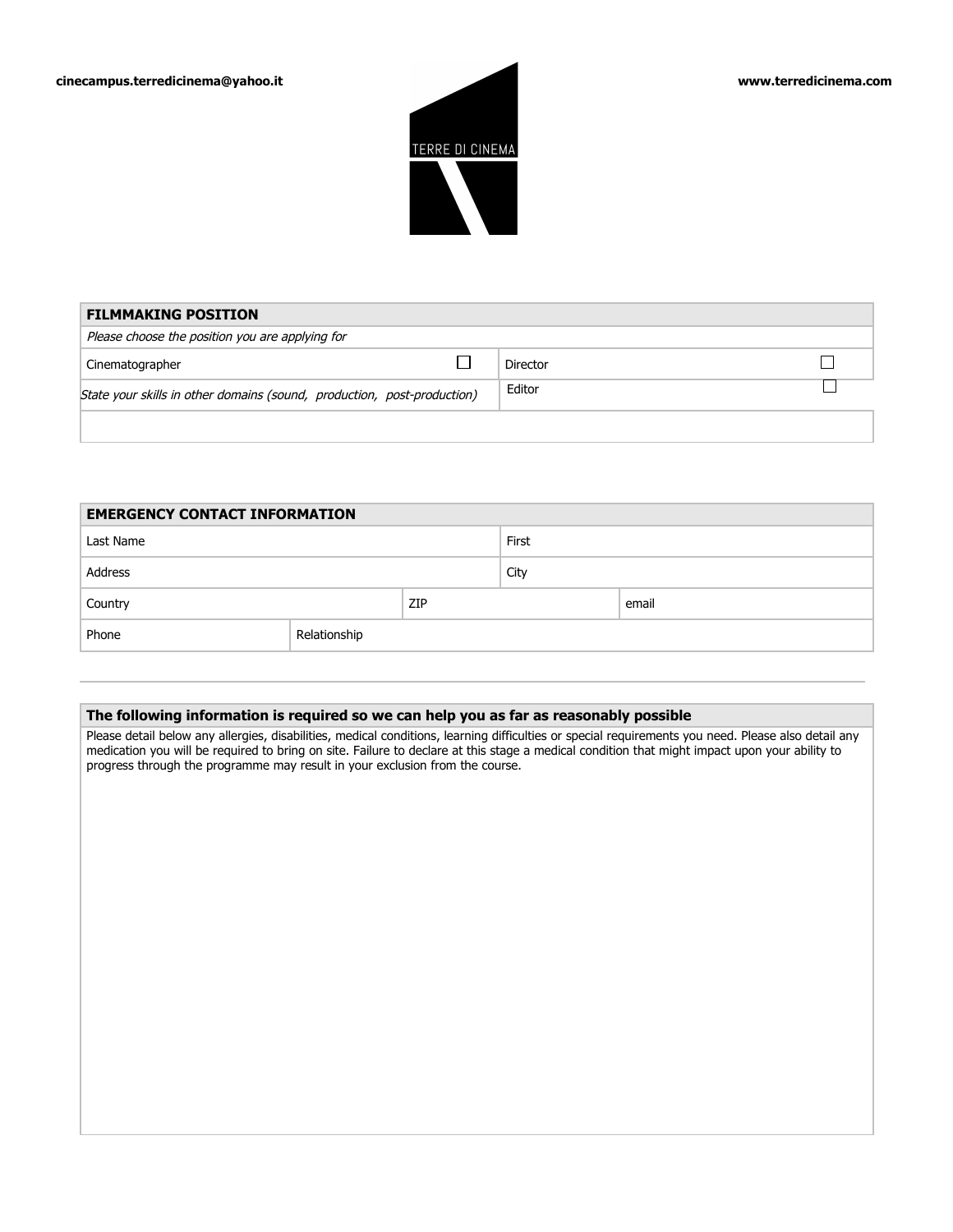cinecampus.terredicinema@yahoo.it

www.terredicinema.com

TERRE DI CINEMA

| FILMMAKING POSITION | | | |
|---|---|---|---|
| *Please choose the position you are applying for* | | | |
| Cinematographer | ☐ | Director | ☐ |
| *State your skills in other domains (sound, production, post-production)* | | Editor | ☐ |
| | | | |

| EMERGENCY CONTACT INFORMATION | | | | |
|---|---|---|---|---|
| Last Name | | | First | |
| Address | | | City | |
| Country | | ZIP | | email |
| Phone | Relationship | | | |

| The following information is required so we can help you as far as reasonably possible |
|---|
| Please detail below any allergies, disabilities, medical conditions, learning difficulties or special requirements you need. Please also detail any medication you will be required to bring on site. Failure to declare at this stage a medical condition that might impact upon your ability to progress through the programme may result in your exclusion from the course. |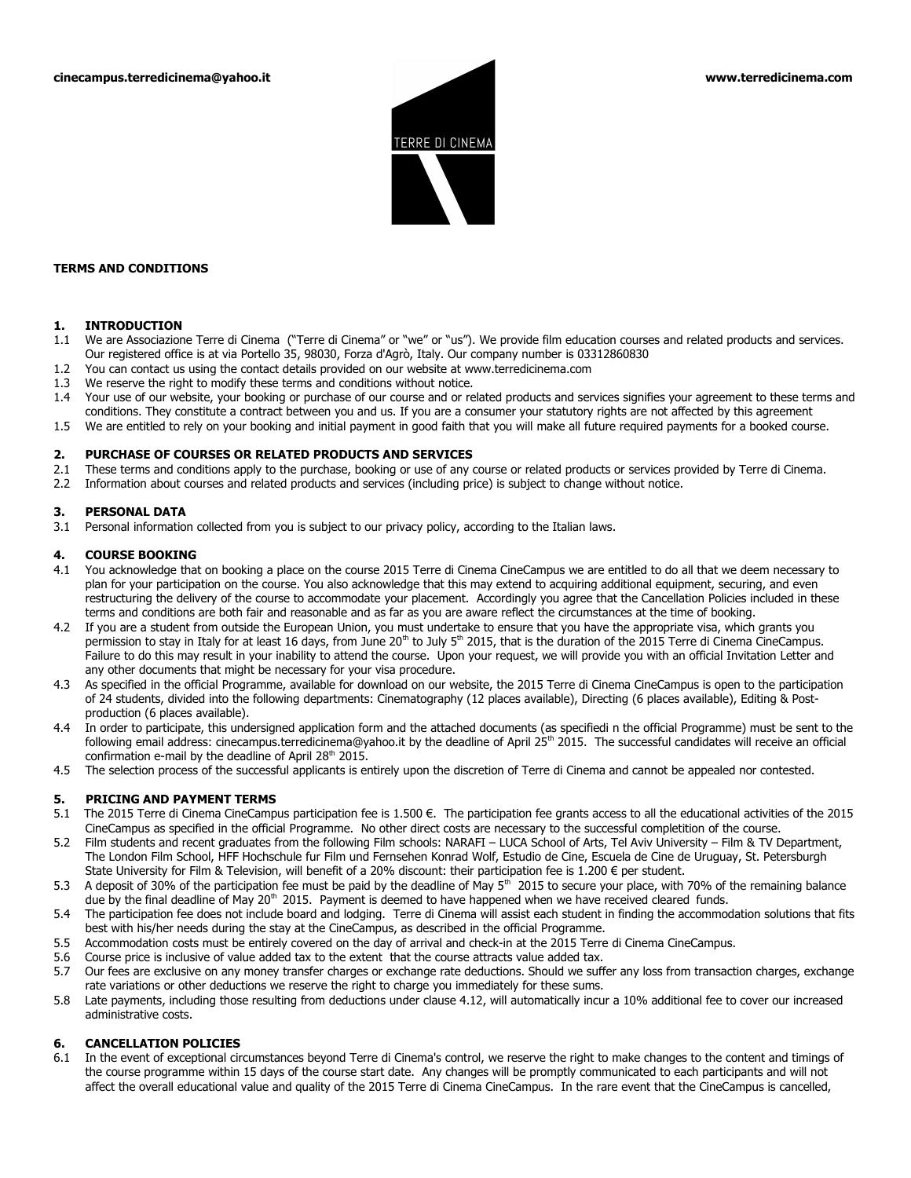cinecampus.terredicinema@yahoo.it www.terredicinema.com

TERRE DI CINEMA

**TERMS AND CONDITIONS**

## 1. INTRODUCTION

1.1 We are Associazione Terre di Cinema ("Terre di Cinema" or "we" or "us"). We provide film education courses and related products and services. Our registered office is at via Portello 35, 98030, Forza d'Agrò, Italy. Our company number is 03312860830

1.2 You can contact us using the contact details provided on our website at www.terredicinema.com

1.3 We reserve the right to modify these terms and conditions without notice.

1.4 Your use of our website, your booking or purchase of our course and or related products and services signifies your agreement to these terms and conditions. They constitute a contract between you and us. If you are a consumer your statutory rights are not affected by this agreement

1.5 We are entitled to rely on your booking and initial payment in good faith that you will make all future required payments for a booked course.

## 2. PURCHASE OF COURSES OR RELATED PRODUCTS AND SERVICES

2.1 These terms and conditions apply to the purchase, booking or use of any course or related products or services provided by Terre di Cinema.

2.2 Information about courses and related products and services (including price) is subject to change without notice.

## 3. PERSONAL DATA

3.1 Personal information collected from you is subject to our privacy policy, according to the Italian laws.

## 4. COURSE BOOKING

4.1 You acknowledge that on booking a place on the course 2015 Terre di Cinema CineCampus we are entitled to do all that we deem necessary to plan for your participation on the course. You also acknowledge that this may extend to acquiring additional equipment, securing, and even restructuring the delivery of the course to accommodate your placement. Accordingly you agree that the Cancellation Policies included in these terms and conditions are both fair and reasonable and as far as you are aware reflect the circumstances at the time of booking.

4.2 If you are a student from outside the European Union, you must undertake to ensure that you have the appropriate visa, which grants you permission to stay in Italy for at least 16 days, from June 20th to July 5th 2015, that is the duration of the 2015 Terre di Cinema CineCampus. Failure to do this may result in your inability to attend the course. Upon your request, we will provide you with an official Invitation Letter and any other documents that might be necessary for your visa procedure.

4.3 As specified in the official Programme, available for download on our website, the 2015 Terre di Cinema CineCampus is open to the participation of 24 students, divided into the following departments: Cinematography (12 places available), Directing (6 places available), Editing & Post-production (6 places available).

4.4 In order to participate, this undersigned application form and the attached documents (as specifiedi n the official Programme) must be sent to the following email address: cinecampus.terredicinema@yahoo.it by the deadline of April 25th 2015. The successful candidates will receive an official confirmation e-mail by the deadline of April 28th 2015.

4.5 The selection process of the successful applicants is entirely upon the discretion of Terre di Cinema and cannot be appealed nor contested.

## 5. PRICING AND PAYMENT TERMS

5.1 The 2015 Terre di Cinema CineCampus participation fee is 1.500 €. The participation fee grants access to all the educational activities of the 2015 CineCampus as specified in the official Programme. No other direct costs are necessary to the successful completion of the course.

5.2 Film students and recent graduates from the following Film schools: NARAFI – LUCA School of Arts, Tel Aviv University – Film & TV Department, The London Film School, HFF Hochschule fur Film und Fernsehen Konrad Wolf, Estudio de Cine, Escuela de Cine de Uruguay, St. Petersburgh State University for Film & Television, will benefit of a 20% discount: their participation fee is 1.200 € per student.

5.3 A deposit of 30% of the participation fee must be paid by the deadline of May 5th 2015 to secure your place, with 70% of the remaining balance due by the final deadline of May 20th 2015. Payment is deemed to have happened when we have received cleared funds.

5.4 The participation fee does not include board and lodging. Terre di Cinema will assist each student in finding the accommodation solutions that fits best with his/her needs during the stay at the CineCampus, as described in the official Programme.

5.5 Accommodation costs must be entirely covered on the day of arrival and check-in at the 2015 Terre di Cinema CineCampus.

5.6 Course price is inclusive of value added tax to the extent that the course attracts value added tax.

5.7 Our fees are exclusive on any money transfer charges or exchange rate deductions. Should we suffer any loss from transaction charges, exchange rate variations or other deductions we reserve the right to charge you immediately for these sums.

5.8 Late payments, including those resulting from deductions under clause 4.12, will automatically incur a 10% additional fee to cover our increased administrative costs.

## 6. CANCELLATION POLICIES

6.1 In the event of exceptional circumstances beyond Terre di Cinema's control, we reserve the right to make changes to the content and timings of the course programme within 15 days of the course start date. Any changes will be promptly communicated to each participants and will not affect the overall educational value and quality of the 2015 Terre di Cinema CineCampus. In the rare event that the CineCampus is cancelled,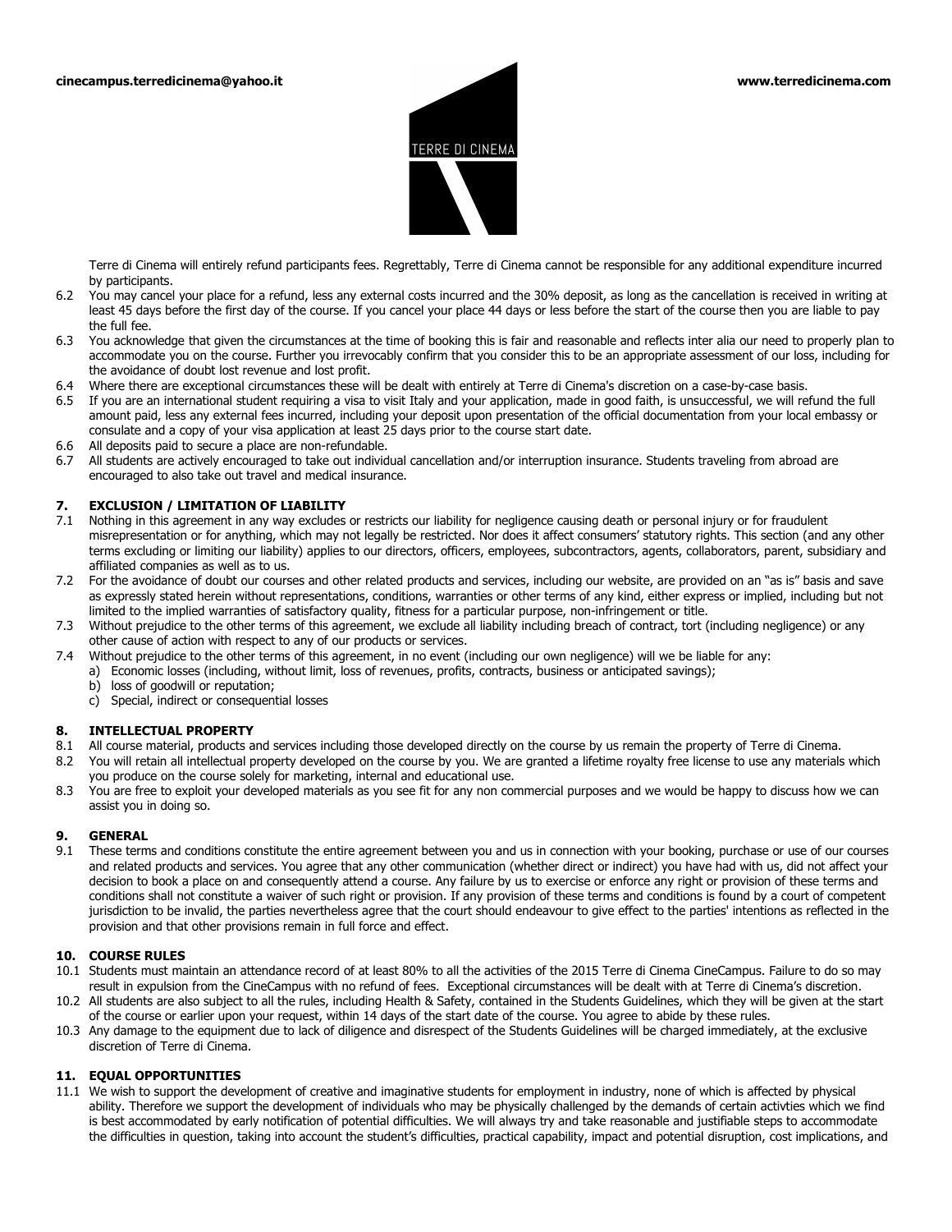Terre di Cinema will entirely refund participants fees. Regrettably, Terre di Cinema cannot be responsible for any additional expenditure incurred by participants.

6.2 You may cancel your place for a refund, less any external costs incurred and the 30% deposit, as long as the cancellation is received in writing at least 45 days before the first day of the course. If you cancel your place 44 days or less before the start of the course then you are liable to pay the full fee.

6.3 You acknowledge that given the circumstances at the time of booking this is fair and reasonable and reflects inter alia our need to properly plan to accommodate you on the course. Further you irrevocably confirm that you consider this to be an appropriate assessment of our loss, including for the avoidance of doubt lost revenue and lost profit.

6.4 Where there are exceptional circumstances these will be dealt with entirely at Terre di Cinema's discretion on a case-by-case basis.

6.5 If you are an international student requiring a visa to visit Italy and your application, made in good faith, is unsuccessful, we will refund the full amount paid, less any external fees incurred, including your deposit upon presentation of the official documentation from your local embassy or consulate and a copy of your visa application at least 25 days prior to the course start date.

6.6 All deposits paid to secure a place are non-refundable.

6.7 All students are actively encouraged to take out individual cancellation and/or interruption insurance. Students traveling from abroad are encouraged to also take out travel and medical insurance.

## 7. EXCLUSION / LIMITATION OF LIABILITY

7.1 Nothing in this agreement in any way excludes or restricts our liability for negligence causing death or personal injury or for fraudulent misrepresentation or for anything, which may not legally be restricted. Nor does it affect consumers' statutory rights. This section (and any other terms excluding or limiting our liability) applies to our directors, officers, employees, subcontractors, agents, collaborators, parent, subsidiary and affiliated companies as well as to us.

7.2 For the avoidance of doubt our courses and other related products and services, including our website, are provided on an "as is" basis and save as expressly stated herein without representations, conditions, warranties or other terms of any kind, either express or implied, including but not limited to the implied warranties of satisfactory quality, fitness for a particular purpose, non-infringement or title.

7.3 Without prejudice to the other terms of this agreement, we exclude all liability including breach of contract, tort (including negligence) or any other cause of action with respect to any of our products or services.

7.4 Without prejudice to the other terms of this agreement, in no event (including our own negligence) will we be liable for any:

a) Economic losses (including, without limit, loss of revenues, profits, contracts, business or anticipated savings);
b) loss of goodwill or reputation;
c) Special, indirect or consequential losses

## 8. INTELLECTUAL PROPERTY

8.1 All course material, products and services including those developed directly on the course by us remain the property of Terre di Cinema.

8.2 You will retain all intellectual property developed on the course by you. We are granted a lifetime royalty free license to use any materials which you produce on the course solely for marketing, internal and educational use.

8.3 You are free to exploit your developed materials as you see fit for any non commercial purposes and we would be happy to discuss how we can assist you in doing so.

## 9. GENERAL

9.1 These terms and conditions constitute the entire agreement between you and us in connection with your booking, purchase or use of our courses and related products and services. You agree that any other communication (whether direct or indirect) you have had with us, did not affect your decision to book a place on and consequently attend a course. Any failure by us to exercise or enforce any right or provision of these terms and conditions shall not constitute a waiver of such right or provision. If any provision of these terms and conditions is found by a court of competent jurisdiction to be invalid, the parties nevertheless agree that the court should endeavour to give effect to the parties' intentions as reflected in the provision and that other provisions remain in full force and effect.

## 10. COURSE RULES

10.1 Students must maintain an attendance record of at least 80% to all the activities of the 2015 Terre di Cinema CineCampus. Failure to do so may result in expulsion from the CineCampus with no refund of fees. Exceptional circumstances will be dealt with at Terre di Cinema's discretion.

10.2 All students are also subject to all the rules, including Health & Safety, contained in the Students Guidelines, which they will be given at the start of the course or earlier upon your request, within 14 days of the start date of the course. You agree to abide by these rules.

10.3 Any damage to the equipment due to lack of diligence and disrespect of the Students Guidelines will be charged immediately, at the exclusive discretion of Terre di Cinema.

## 11. EQUAL OPPORTUNITIES

11.1 We wish to support the development of creative and imaginative students for employment in industry, none of which is affected by physical ability. Therefore we support the development of individuals who may be physically challenged by the demands of certain activties which we find is best accommodated by early notification of potential difficulties. We will always try and take reasonable and justifiable steps to accommodate the difficulties in question, taking into account the student's difficulties, practical capability, impact and potential disruption, cost implications, and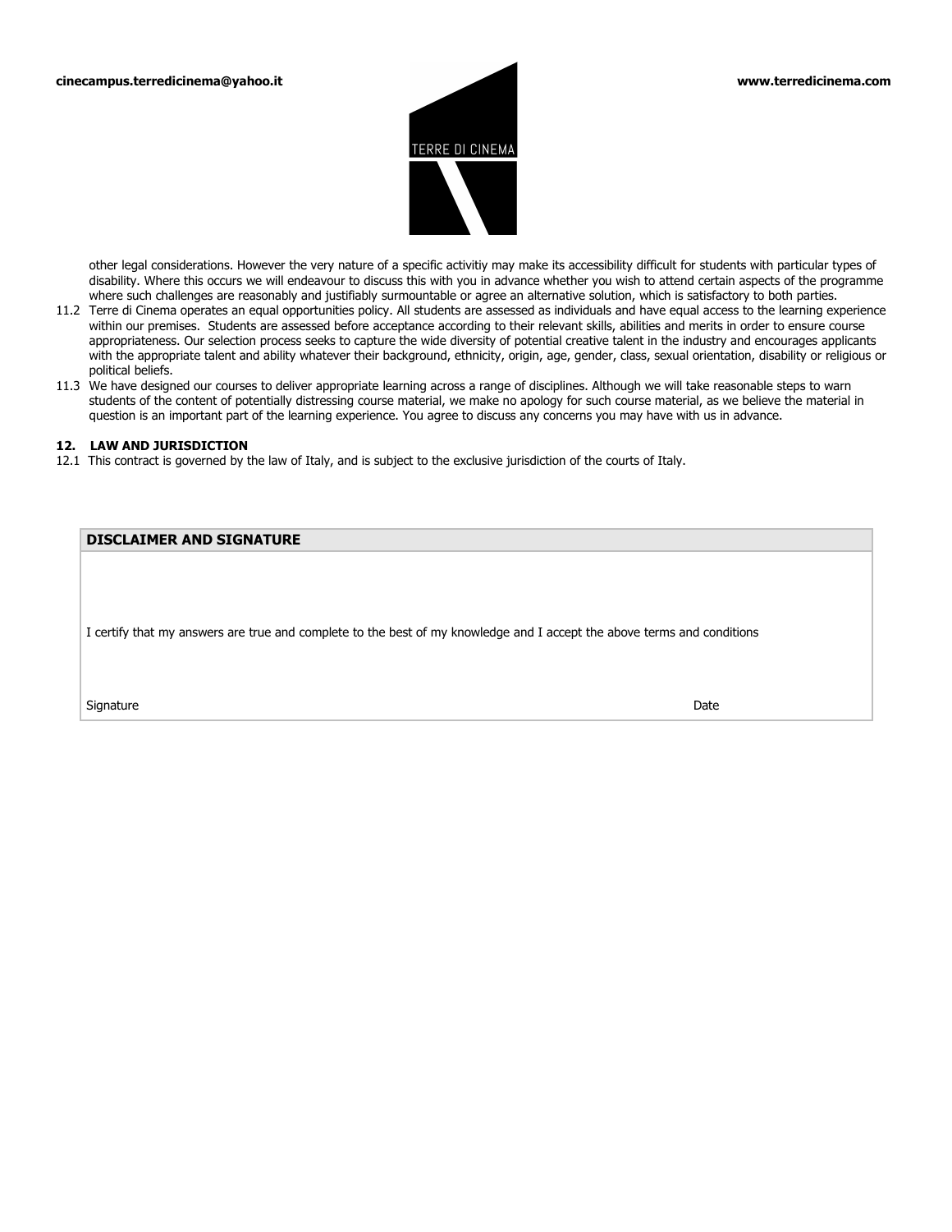other legal considerations. However the very nature of a specific activitiy may make its accessibility difficult for students with particular types of disability. Where this occurs we will endeavour to discuss this with you in advance whether you wish to attend certain aspects of the programme where such challenges are reasonably and justifiably surmountable or agree an alternative solution, which is satisfactory to both parties.

11.2 Terre di Cinema operates an equal opportunities policy. All students are assessed as individuals and have equal access to the learning experience within our premises. Students are assessed before acceptance according to their relevant skills, abilities and merits in order to ensure course appropriateness. Our selection process seeks to capture the wide diversity of potential creative talent in the industry and encourages applicants with the appropriate talent and ability whatever their background, ethnicity, origin, age, gender, class, sexual orientation, disability or religious or political beliefs.

11.3 We have designed our courses to deliver appropriate learning across a range of disciplines. Although we will take reasonable steps to warn students of the content of potentially distressing course material, we make no apology for such course material, as we believe the material in question is an important part of the learning experience. You agree to discuss any concerns you may have with us in advance.

**12. LAW AND JURISDICTION**

12.1 This contract is governed by the law of Italy, and is subject to the exclusive jurisdiction of the courts of Italy.

**DISCLAIMER AND SIGNATURE**

I certify that my answers are true and complete to the best of my knowledge and I accept the above terms and conditions

Signature　　　　　　　　　　　　　　　　　　　　　　　　Date